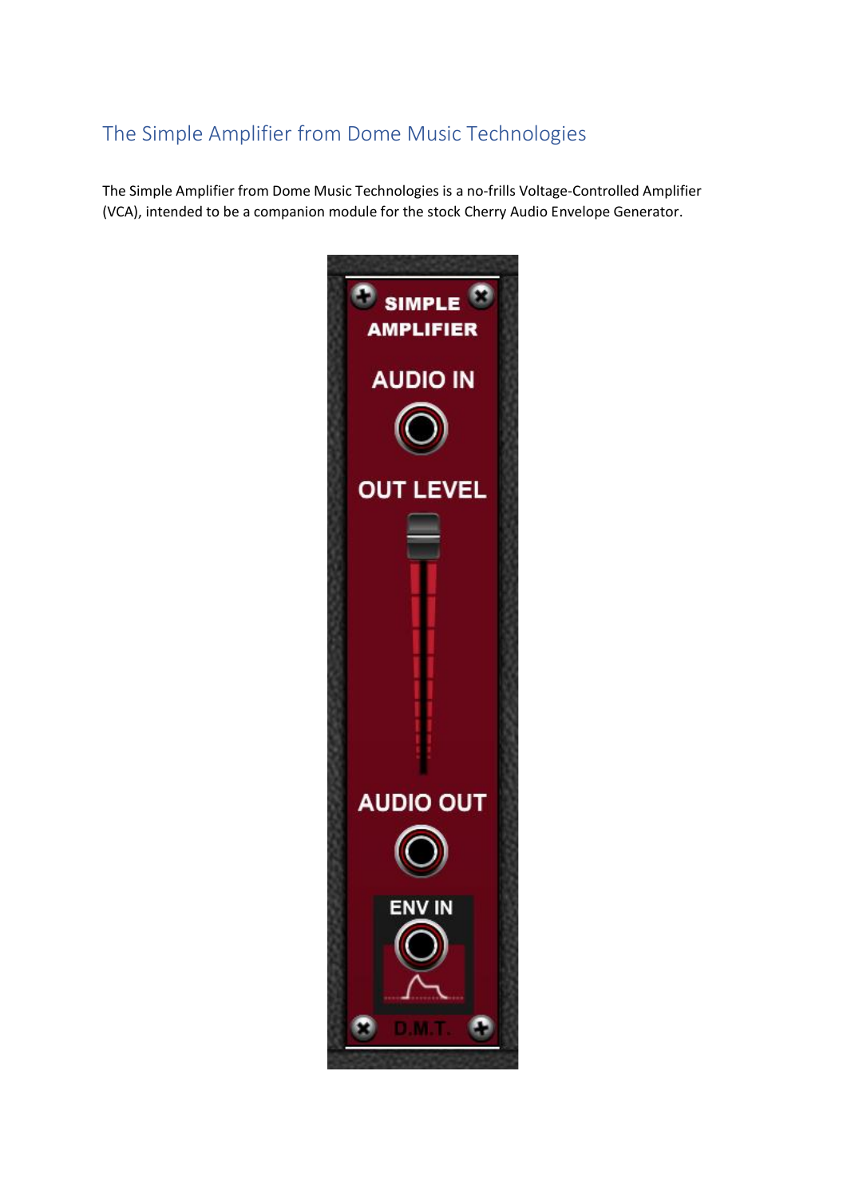## The Simple Amplifier from Dome Music Technologies

The Simple Amplifier from Dome Music Technologies is a no-frills Voltage-Controlled Amplifier (VCA), intended to be a companion module for the stock Cherry Audio Envelope Generator.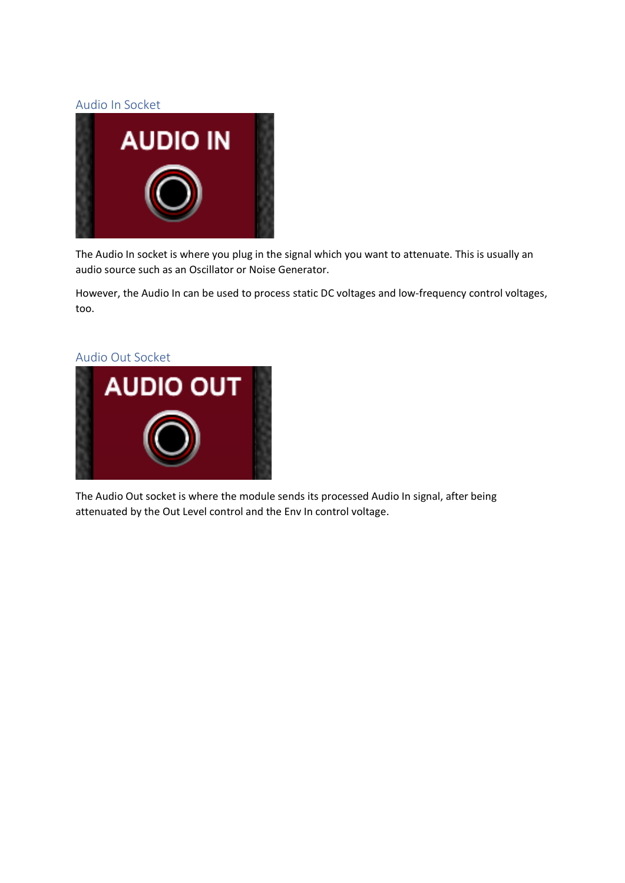## Audio In Socket

The Audio In socket is where you plug in the signal which you want to attenuate. This is usually an audio source such as an Oscillator or Noise Generator.

However, the Audio In can be used to process static DC voltages and low-frequency control voltages, too.

## Audio Out Socket

The Audio Out socket is where the module sends its processed Audio In signal, after being attenuated by the Out Level control and the Env In control voltage.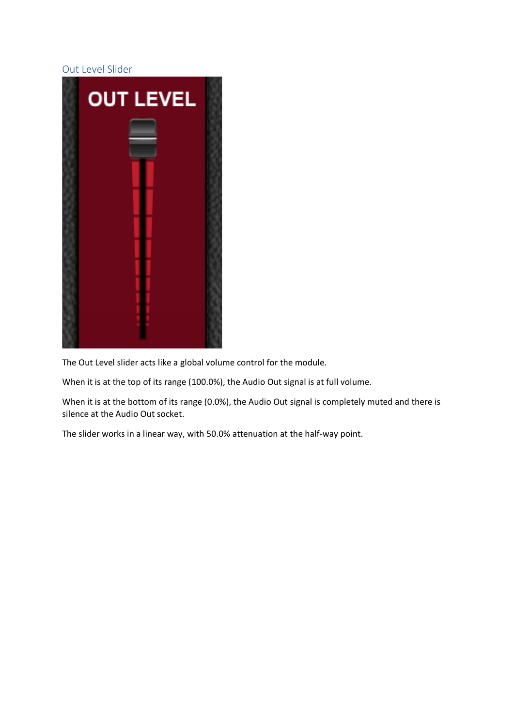## Out Level Slider

The Out Level slider acts like a global volume control for the module.

When it is at the top of its range (100.0%), the Audio Out signal is at full volume.

When it is at the bottom of its range (0.0%), the Audio Out signal is completely muted and there is silence at the Audio Out socket.

The slider works in a linear way, with 50.0% attenuation at the half-way point.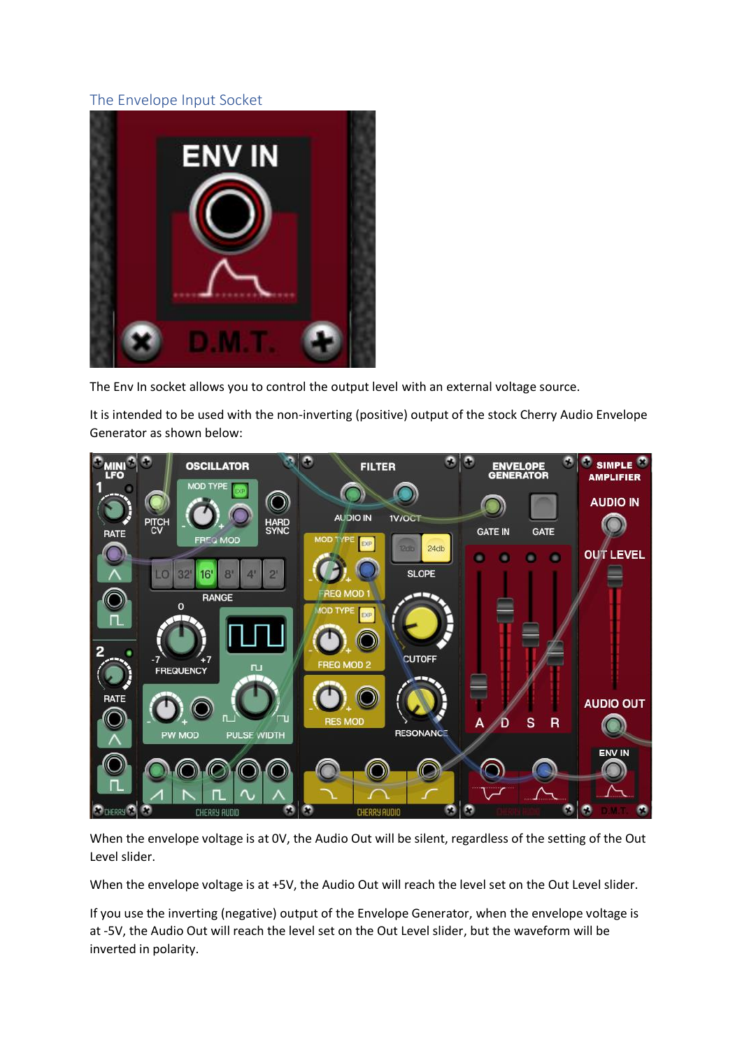## The Envelope Input Socket

The Env In socket allows you to control the output level with an external voltage source.

It is intended to be used with the non-inverting (positive) output of the stock Cherry Audio Envelope Generator as shown below:

When the envelope voltage is at 0V, the Audio Out will be silent, regardless of the setting of the Out Level slider.

When the envelope voltage is at +5V, the Audio Out will reach the level set on the Out Level slider.

If you use the inverting (negative) output of the Envelope Generator, when the envelope voltage is at -5V, the Audio Out will reach the level set on the Out Level slider, but the waveform will be inverted in polarity.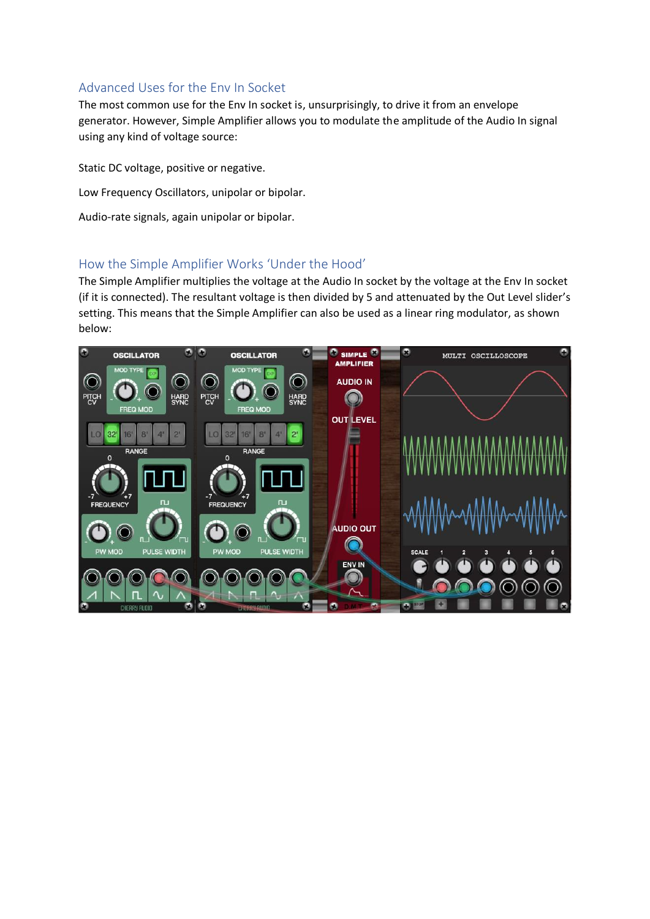## Advanced Uses for the Env In Socket

The most common use for the Env In socket is, unsurprisingly, to drive it from an envelope generator. However, Simple Amplifier allows you to modulate the amplitude of the Audio In signal using any kind of voltage source:

Static DC voltage, positive or negative.

Low Frequency Oscillators, unipolar or bipolar.

Audio-rate signals, again unipolar or bipolar.

## How the Simple Amplifier Works 'Under the Hood'

The Simple Amplifier multiplies the voltage at the Audio In socket by the voltage at the Env In socket (if it is connected). The resultant voltage is then divided by 5 and attenuated by the Out Level slider's setting. This means that the Simple Amplifier can also be used as a linear ring modulator, as shown below: